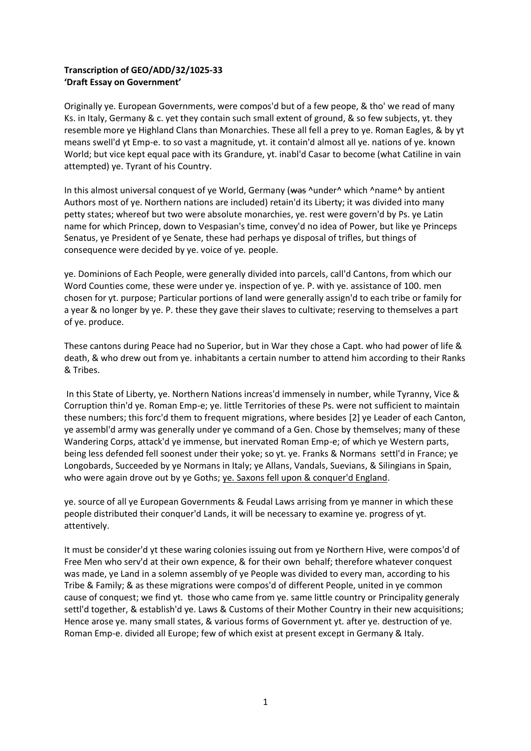**Transcription of GEO/ADD/32/1025-33**
**'Draft Essay on Government'**

Originally ye. European Governments, were compos'd but of a few peope, & tho' we read of many Ks. in Italy, Germany & c. yet they contain such small extent of ground, & so few subjects, yt. they resemble more ye Highland Clans than Monarchies. These all fell a prey to ye. Roman Eagles, & by yt means swell'd yt Emp-e. to so vast a magnitude, yt. it contain'd almost all ye. nations of ye. known World; but vice kept equal pace with its Grandure, yt. inabl'd Casar to become (what Catiline in vain attempted) ye. Tyrant of his Country.

In this almost universal conquest of ye World, Germany (~~was~~ ^under^ which ^name^ by antient Authors most of ye. Northern nations are included) retain'd its Liberty; it was divided into many petty states; whereof but two were absolute monarchies, ye. rest were govern'd by Ps. ye Latin name for which Princep, down to Vespasian's time, convey'd no idea of Power, but like ye Princeps Senatus, ye President of ye Senate, these had perhaps ye disposal of trifles, but things of consequence were decided by ye. voice of ye. people.

ye. Dominions of Each People, were generally divided into parcels, call'd Cantons, from which our Word Counties come, these were under ye. inspection of ye. P. with ye. assistance of 100. men chosen for yt. purpose; Particular portions of land were generally assign'd to each tribe or family for a year & no longer by ye. P. these they gave their slaves to cultivate; reserving to themselves a part of ye. produce.

These cantons during Peace had no Superior, but in War they chose a Capt. who had power of life & death, & who drew out from ye. inhabitants a certain number to attend him according to their Ranks & Tribes.

In this State of Liberty, ye. Northern Nations increas'd immensely in number, while Tyranny, Vice & Corruption thin'd ye. Roman Emp-e; ye. little Territories of these Ps. were not sufficient to maintain these numbers; this forc'd them to frequent migrations, where besides [2] ye Leader of each Canton, ye assembl'd army was generally under ye command of a Gen. Chose by themselves; many of these Wandering Corps, attack'd ye immense, but inervated Roman Emp-e; of which ye Western parts, being less defended fell soonest under their yoke; so yt. ye. Franks & Normans settl'd in France; ye Longobards, Succeeded by ye Normans in Italy; ye Allans, Vandals, Suevians, & Silingians in Spain, who were again drove out by ye Goths; <u>ye. Saxons fell upon & conquer'd England</u>.

ye. source of all ye European Governments & Feudal Laws arrising from ye manner in which these people distributed their conquer'd Lands, it will be necessary to examine ye. progress of yt. attentively.

It must be consider'd yt these waring colonies issuing out from ye Northern Hive, were compos'd of Free Men who serv'd at their own expence, & for their own behalf; therefore whatever conquest was made, ye Land in a solemn assembly of ye People was divided to every man, according to his Tribe & Family; & as these migrations were compos'd of different People, united in ye common cause of conquest; we find yt. those who came from ye. same little country or Principality generaly settl'd together, & establish'd ye. Laws & Customs of their Mother Country in their new acquisitions; Hence arose ye. many small states, & various forms of Government yt. after ye. destruction of ye. Roman Emp-e. divided all Europe; few of which exist at present except in Germany & Italy.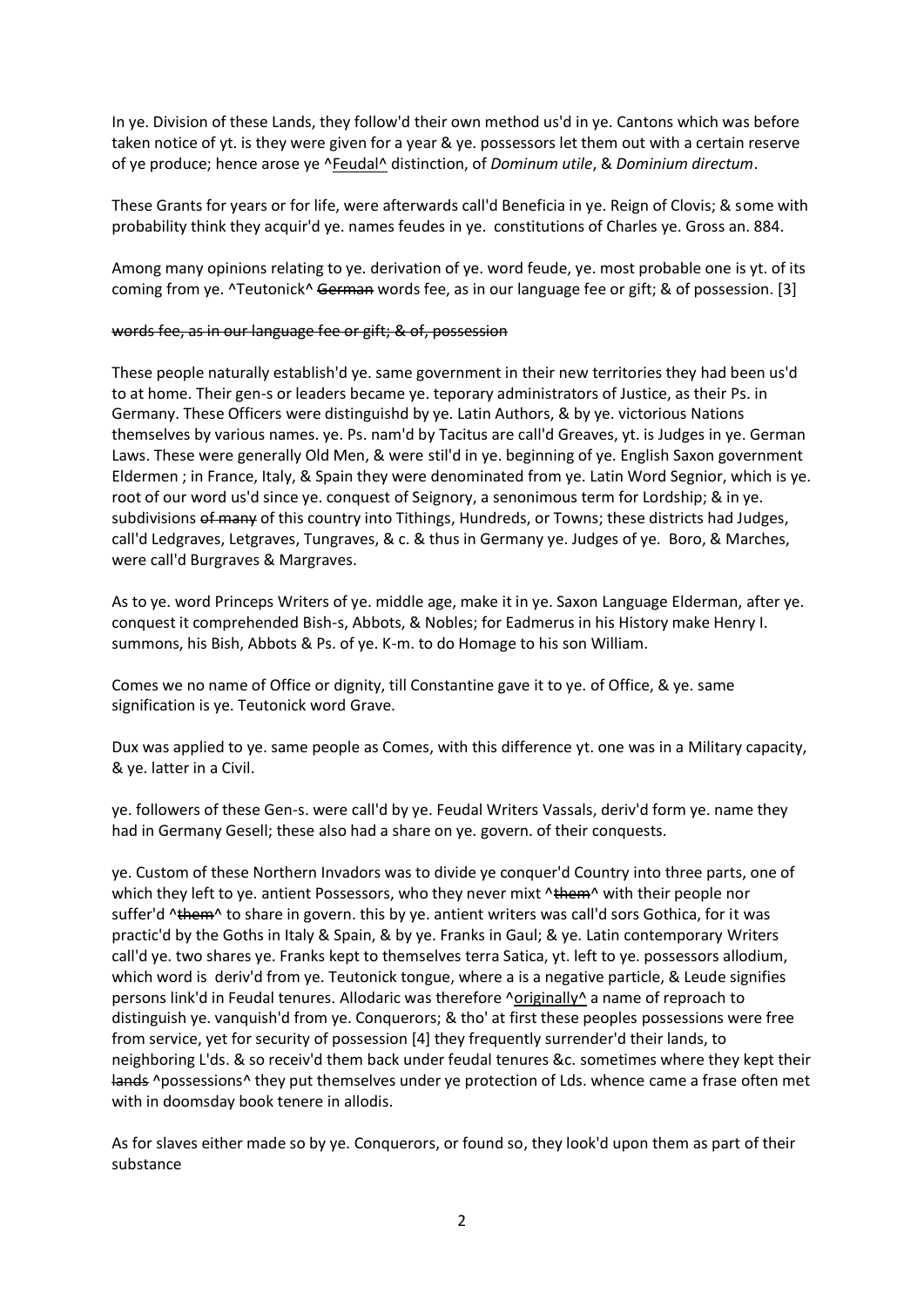In ye. Division of these Lands, they follow'd their own method us'd in ye. Cantons which was before taken notice of yt. is they were given for a year & ye. possessors let them out with a certain reserve of ye produce; hence arose ye ^Feudal^ distinction, of *Dominum utile*, & *Dominium directum*.

These Grants for years or for life, were afterwards call'd Beneficia in ye. Reign of Clovis; & some with probability think they acquir'd ye. names feudes in ye. constitutions of Charles ye. Gross an. 884.

Among many opinions relating to ye. derivation of ye. word feude, ye. most probable one is yt. of its coming from ye. ^Teutonick^ ~~German~~ words fee, as in our language fee or gift; & of possession. [3]

~~words fee, as in our language fee or gift; & of, possession~~

These people naturally establish'd ye. same government in their new territories they had been us'd to at home. Their gen-s or leaders became ye. teporary administrators of Justice, as their Ps. in Germany. These Officers were distinguishd by ye. Latin Authors, & by ye. victorious Nations themselves by various names. ye. Ps. nam'd by Tacitus are call'd Greaves, yt. is Judges in ye. German Laws. These were generally Old Men, & were stil'd in ye. beginning of ye. English Saxon government Eldermen ; in France, Italy, & Spain they were denominated from ye. Latin Word Segnior, which is ye. root of our word us'd since ye. conquest of Seignory, a senonimous term for Lordship; & in ye. subdivisions ~~of many~~ of this country into Tithings, Hundreds, or Towns; these districts had Judges, call'd Ledgraves, Letgraves, Tungraves, & c. & thus in Germany ye. Judges of ye. Boro, & Marches, were call'd Burgraves & Margraves.

As to ye. word Princeps Writers of ye. middle age, make it in ye. Saxon Language Elderman, after ye. conquest it comprehended Bish-s, Abbots, & Nobles; for Eadmerus in his History make Henry I. summons, his Bish, Abbots & Ps. of ye. K-m. to do Homage to his son William.

Comes we no name of Office or dignity, till Constantine gave it to ye. of Office, & ye. same signification is ye. Teutonick word Grave.

Dux was applied to ye. same people as Comes, with this difference yt. one was in a Military capacity, & ye. latter in a Civil.

ye. followers of these Gen-s. were call'd by ye. Feudal Writers Vassals, deriv'd form ye. name they had in Germany Gesell; these also had a share on ye. govern. of their conquests.

ye. Custom of these Northern Invadors was to divide ye conquer'd Country into three parts, one of which they left to ye. antient Possessors, who they never mixt ^~~them~~^ with their people nor suffer'd ^~~them~~^ to share in govern. this by ye. antient writers was call'd sors Gothica, for it was practic'd by the Goths in Italy & Spain, & by ye. Franks in Gaul; & ye. Latin contemporary Writers call'd ye. two shares ye. Franks kept to themselves terra Satica, yt. left to ye. possessors allodium, which word is deriv'd from ye. Teutonick tongue, where a is a negative particle, & Leude signifies persons link'd in Feudal tenures. Allodaric was therefore ^originally^ a name of reproach to distinguish ye. vanquish'd from ye. Conquerors; & tho' at first these peoples possessions were free from service, yet for security of possession [4] they frequently surrender'd their lands, to neighboring L'ds. & so receiv'd them back under feudal tenures &c. sometimes where they kept their ~~lands~~ ^possessions^ they put themselves under ye protection of Lds. whence came a frase often met with in doomsday book tenere in allodis.

As for slaves either made so by ye. Conquerors, or found so, they look'd upon them as part of their substance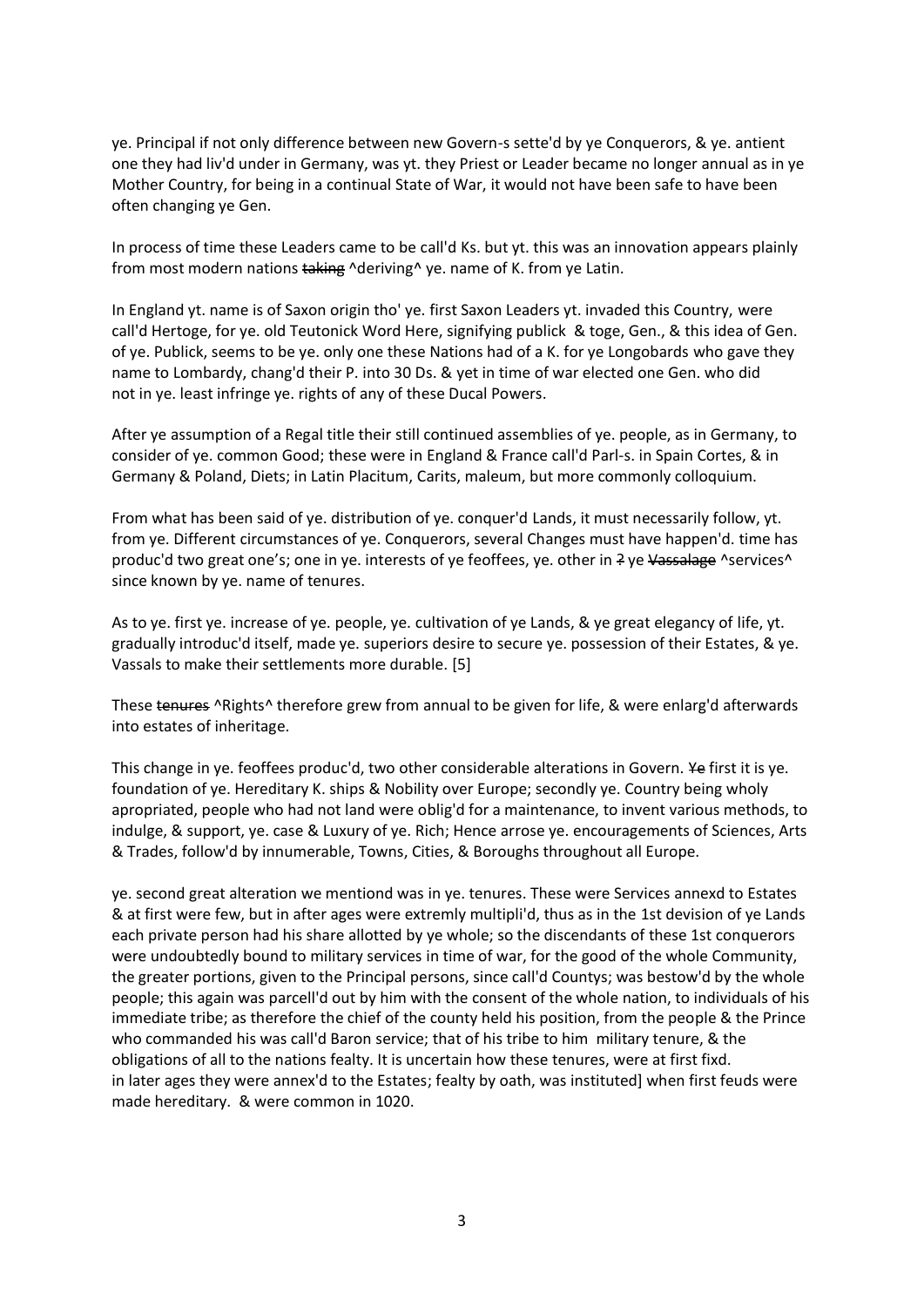ye. Principal if not only difference between new Govern-s sette'd by ye Conquerors, & ye. antient one they had liv'd under in Germany, was yt. they Priest or Leader became no longer annual as in ye Mother Country, for being in a continual State of War, it would not have been safe to have been often changing ye Gen.

In process of time these Leaders came to be call'd Ks. but yt. this was an innovation appears plainly from most modern nations ~~taking~~ ^deriving^ ye. name of K. from ye Latin.

In England yt. name is of Saxon origin tho' ye. first Saxon Leaders yt. invaded this Country, were call'd Hertoge, for ye. old Teutonick Word Here, signifying publick & toge, Gen., & this idea of Gen. of ye. Publick, seems to be ye. only one these Nations had of a K. for ye Longobards who gave they name to Lombardy, chang'd their P. into 30 Ds. & yet in time of war elected one Gen. who did not in ye. least infringe ye. rights of any of these Ducal Powers.

After ye assumption of a Regal title their still continued assemblies of ye. people, as in Germany, to consider of ye. common Good; these were in England & France call'd Parl-s. in Spain Cortes, & in Germany & Poland, Diets; in Latin Placitum, Carits, maleum, but more commonly colloquium.

From what has been said of ye. distribution of ye. conquer'd Lands, it must necessarily follow, yt. from ye. Different circumstances of ye. Conquerors, several Changes must have happen'd. time has produc'd two great one's; one in ye. interests of ye feoffees, ye. other in ~~?~~ ye ~~Vassalage~~ ^services^ since known by ye. name of tenures.

As to ye. first ye. increase of ye. people, ye. cultivation of ye Lands, & ye great elegancy of life, yt. gradually introduc'd itself, made ye. superiors desire to secure ye. possession of their Estates, & ye. Vassals to make their settlements more durable. [5]

These ~~tenures~~ ^Rights^ therefore grew from annual to be given for life, & were enlarg'd afterwards into estates of inheritage.

This change in ye. feoffees produc'd, two other considerable alterations in Govern. ~~Ye~~ first it is ye. foundation of ye. Hereditary K. ships & Nobility over Europe; secondly ye. Country being wholy apropriated, people who had not land were oblig'd for a maintenance, to invent various methods, to indulge, & support, ye. case & Luxury of ye. Rich; Hence arrose ye. encouragements of Sciences, Arts & Trades, follow'd by innumerable, Towns, Cities, & Boroughs throughout all Europe.

ye. second great alteration we mentiond was in ye. tenures. These were Services annexd to Estates & at first were few, but in after ages were extremly multipli'd, thus as in the 1st devision of ye Lands each private person had his share allotted by ye whole; so the discendants of these 1st conquerors were undoubtedly bound to military services in time of war, for the good of the whole Community, the greater portions, given to the Principal persons, since call'd Countys; was bestow'd by the whole people; this again was parcell'd out by him with the consent of the whole nation, to individuals of his immediate tribe; as therefore the chief of the county held his position, from the people & the Prince who commanded his was call'd Baron service; that of his tribe to him military tenure, & the obligations of all to the nations fealty. It is uncertain how these tenures, were at first fixd. in later ages they were annex'd to the Estates; fealty by oath, was instituted] when first feuds were made hereditary. & were common in 1020.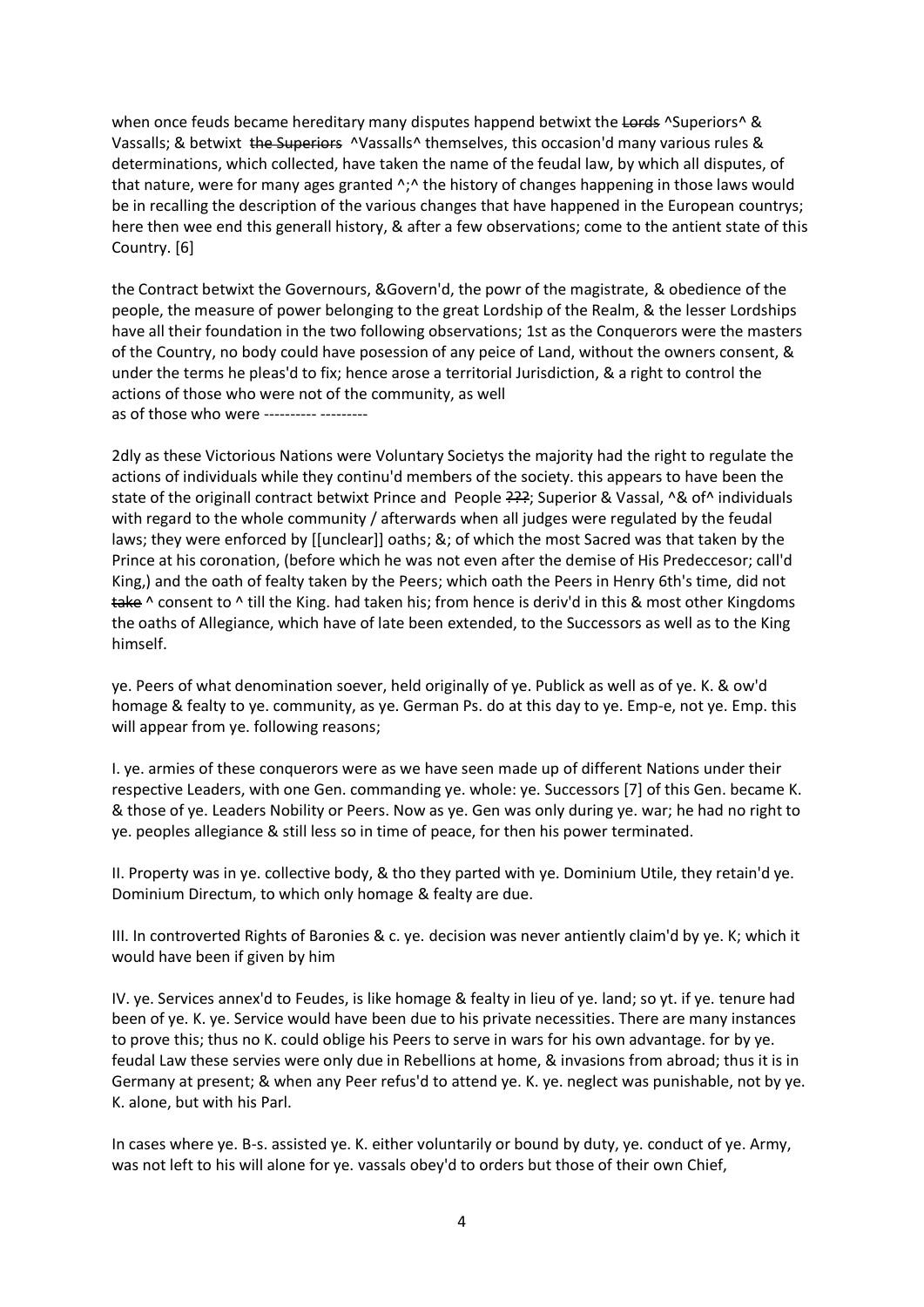when once feuds became hereditary many disputes happend betwixt the ~~Lords~~ ^Superiors^ & Vassalls; & betwixt ~~the Superiors~~ ^Vassalls^ themselves, this occasion'd many various rules & determinations, which collected, have taken the name of the feudal law, by which all disputes, of that nature, were for many ages granted ^;^ the history of changes happening in those laws would be in recalling the description of the various changes that have happened in the European countrys; here then wee end this generall history, & after a few observations; come to the antient state of this Country. [6]

the Contract betwixt the Governours, &Govern'd, the powr of the magistrate, & obedience of the people, the measure of power belonging to the great Lordship of the Realm, & the lesser Lordships have all their foundation in the two following observations; 1st as the Conquerors were the masters of the Country, no body could have posession of any peice of Land, without the owners consent, & under the terms he pleas'd to fix; hence arose a territorial Jurisdiction, & a right to control the actions of those who were not of the community, as well
as of those who were ---------- ---------

2dly as these Victorious Nations were Voluntary Societys the majority had the right to regulate the actions of individuals while they continu'd members of the society. this appears to have been the state of the originall contract betwixt Prince and People ~~???~~; Superior & Vassal, ^& of^ individuals with regard to the whole community / afterwards when all judges were regulated by the feudal laws; they were enforced by [[unclear]] oaths; &; of which the most Sacred was that taken by the Prince at his coronation, (before which he was not even after the demise of His Predeccesor; call'd King,) and the oath of fealty taken by the Peers; which oath the Peers in Henry 6th's time, did not ~~take~~ ^ consent to ^ till the King. had taken his; from hence is deriv'd in this & most other Kingdoms the oaths of Allegiance, which have of late been extended, to the Successors as well as to the King himself.

ye. Peers of what denomination soever, held originally of ye. Publick as well as of ye. K. & ow'd homage & fealty to ye. community, as ye. German Ps. do at this day to ye. Emp-e, not ye. Emp. this will appear from ye. following reasons;

I. ye. armies of these conquerors were as we have seen made up of different Nations under their respective Leaders, with one Gen. commanding ye. whole: ye. Successors [7] of this Gen. became K. & those of ye. Leaders Nobility or Peers. Now as ye. Gen was only during ye. war; he had no right to ye. peoples allegiance & still less so in time of peace, for then his power terminated.

II. Property was in ye. collective body, & tho they parted with ye. Dominium Utile, they retain'd ye. Dominium Directum, to which only homage & fealty are due.

III. In controverted Rights of Baronies & c. ye. decision was never antiently claim'd by ye. K; which it would have been if given by him

IV. ye. Services annex'd to Feudes, is like homage & fealty in lieu of ye. land; so yt. if ye. tenure had been of ye. K. ye. Service would have been due to his private necessities. There are many instances to prove this; thus no K. could oblige his Peers to serve in wars for his own advantage. for by ye. feudal Law these servies were only due in Rebellions at home, & invasions from abroad; thus it is in Germany at present; & when any Peer refus'd to attend ye. K. ye. neglect was punishable, not by ye. K. alone, but with his Parl.

In cases where ye. B-s. assisted ye. K. either voluntarily or bound by duty, ye. conduct of ye. Army, was not left to his will alone for ye. vassals obey'd to orders but those of their own Chief,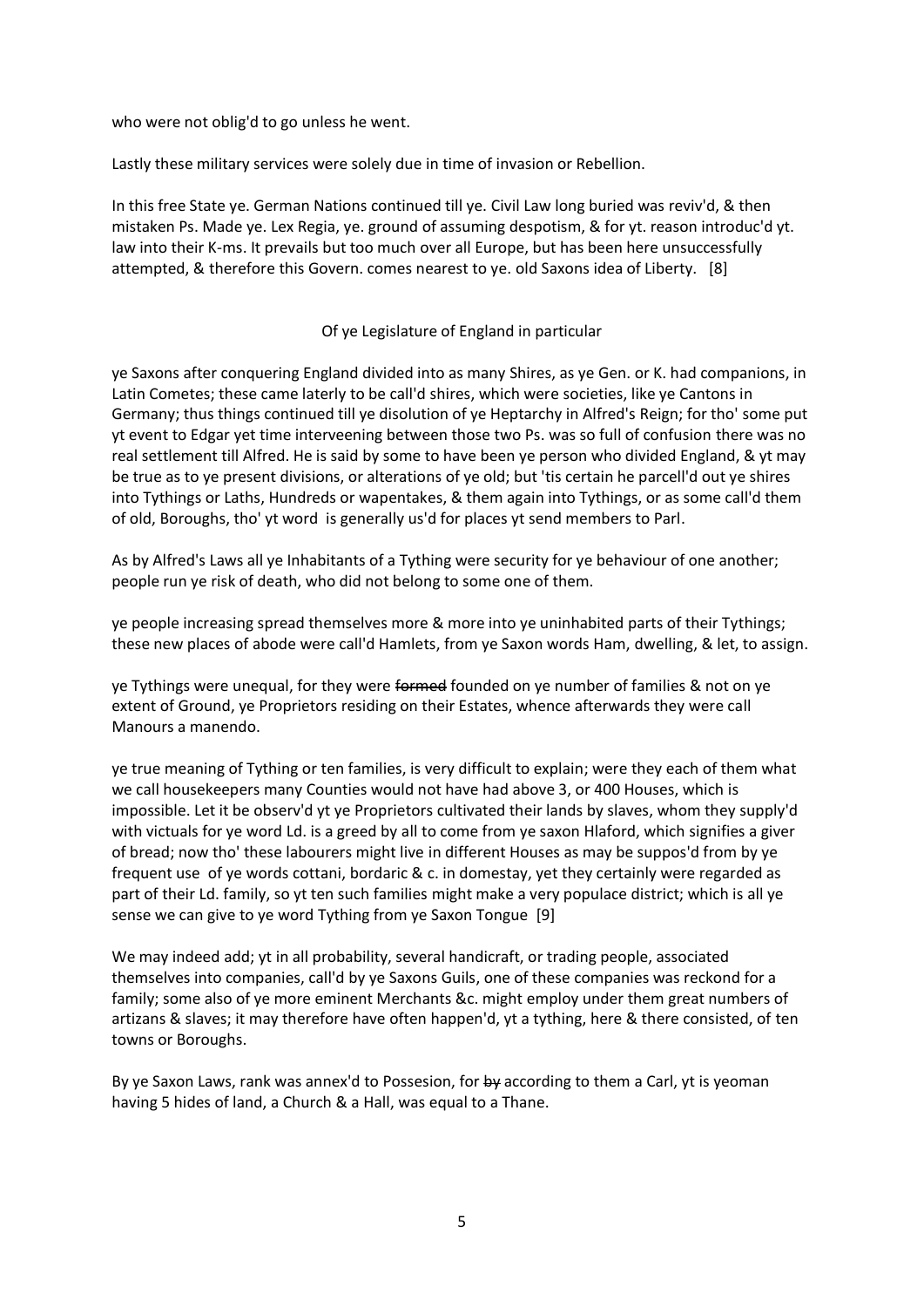who were not oblig'd to go unless he went.

Lastly these military services were solely due in time of invasion or Rebellion.

In this free State ye. German Nations continued till ye. Civil Law long buried was reviv'd, & then mistaken Ps. Made ye. Lex Regia, ye. ground of assuming despotism, & for yt. reason introduc'd yt. law into their K-ms. It prevails but too much over all Europe, but has been here unsuccessfully attempted, & therefore this Govern. comes nearest to ye. old Saxons idea of Liberty. [8]

## Of ye Legislature of England in particular

ye Saxons after conquering England divided into as many Shires, as ye Gen. or K. had companions, in Latin Cometes; these came laterly to be call'd shires, which were societies, like ye Cantons in Germany; thus things continued till ye disolution of ye Heptarchy in Alfred's Reign; for tho' some put yt event to Edgar yet time interveening between those two Ps. was so full of confusion there was no real settlement till Alfred. He is said by some to have been ye person who divided England, & yt may be true as to ye present divisions, or alterations of ye old; but 'tis certain he parcell'd out ye shires into Tythings or Laths, Hundreds or wapentakes, & them again into Tythings, or as some call'd them of old, Boroughs, tho' yt word is generally us'd for places yt send members to Parl.

As by Alfred's Laws all ye Inhabitants of a Tything were security for ye behaviour of one another; people run ye risk of death, who did not belong to some one of them.

ye people increasing spread themselves more & more into ye uninhabited parts of their Tythings; these new places of abode were call'd Hamlets, from ye Saxon words Ham, dwelling, & let, to assign.

ye Tythings were unequal, for they were ~~formed~~ founded on ye number of families & not on ye extent of Ground, ye Proprietors residing on their Estates, whence afterwards they were call Manours a manendo.

ye true meaning of Tything or ten families, is very difficult to explain; were they each of them what we call housekeepers many Counties would not have had above 3, or 400 Houses, which is impossible. Let it be observ'd yt ye Proprietors cultivated their lands by slaves, whom they supply'd with victuals for ye word Ld. is a greed by all to come from ye saxon Hlaford, which signifies a giver of bread; now tho' these labourers might live in different Houses as may be suppos'd from by ye frequent use of ye words cottani, bordaric & c. in domestay, yet they certainly were regarded as part of their Ld. family, so yt ten such families might make a very populace district; which is all ye sense we can give to ye word Tything from ye Saxon Tongue [9]

We may indeed add; yt in all probability, several handicraft, or trading people, associated themselves into companies, call'd by ye Saxons Guils, one of these companies was reckond for a family; some also of ye more eminent Merchants &c. might employ under them great numbers of artizans & slaves; it may therefore have often happen'd, yt a tything, here & there consisted, of ten towns or Boroughs.

By ye Saxon Laws, rank was annex'd to Possesion, for ~~by~~ according to them a Carl, yt is yeoman having 5 hides of land, a Church & a Hall, was equal to a Thane.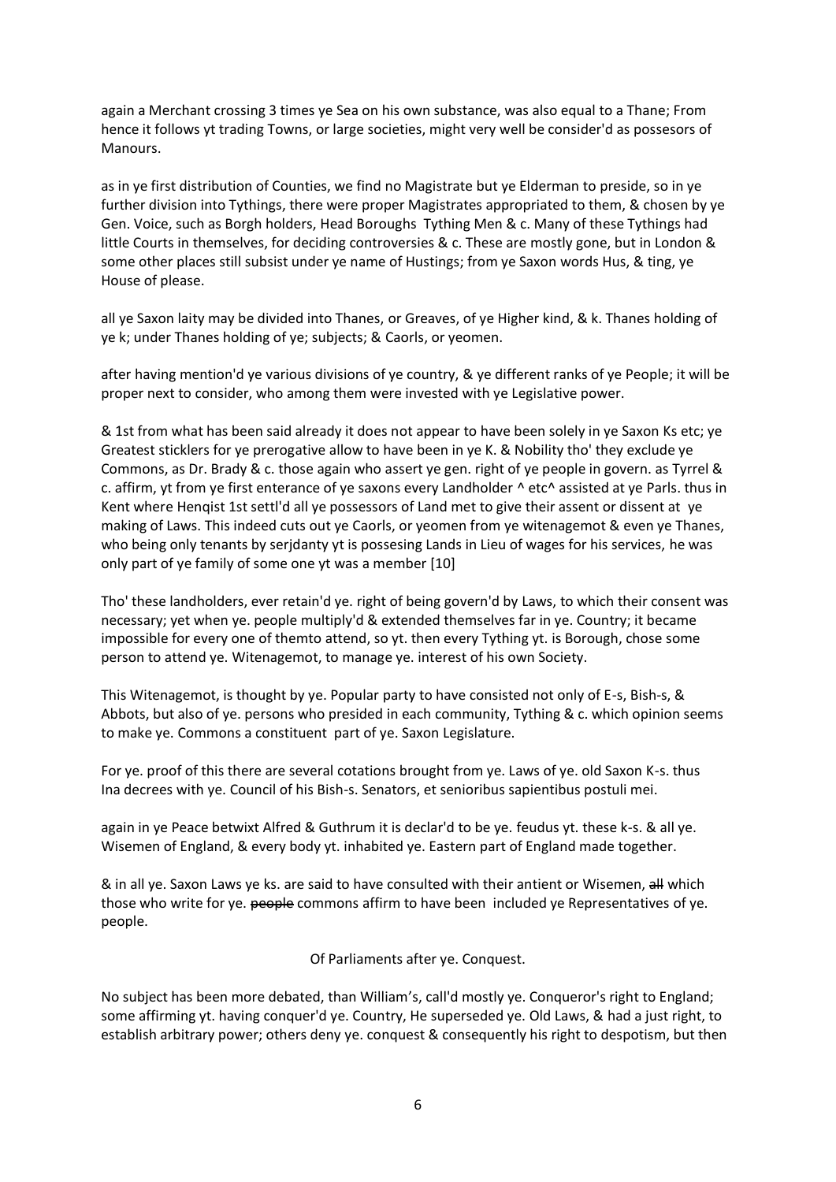again a Merchant crossing 3 times ye Sea on his own substance, was also equal to a Thane; From hence it follows yt trading Towns, or large societies, might very well be consider'd as possesors of Manours.

as in ye first distribution of Counties, we find no Magistrate but ye Elderman to preside, so in ye further division into Tythings, there were proper Magistrates appropriated to them, & chosen by ye Gen. Voice, such as Borgh holders, Head Boroughs Tything Men & c. Many of these Tythings had little Courts in themselves, for deciding controversies & c. These are mostly gone, but in London & some other places still subsist under ye name of Hustings; from ye Saxon words Hus, & ting, ye House of please.

all ye Saxon laity may be divided into Thanes, or Greaves, of ye Higher kind, & k. Thanes holding of ye k; under Thanes holding of ye; subjects; & Caorls, or yeomen.

after having mention'd ye various divisions of ye country, & ye different ranks of ye People; it will be proper next to consider, who among them were invested with ye Legislative power.

& 1st from what has been said already it does not appear to have been solely in ye Saxon Ks etc; ye Greatest sticklers for ye prerogative allow to have been in ye K. & Nobility tho' they exclude ye Commons, as Dr. Brady & c. those again who assert ye gen. right of ye people in govern. as Tyrrel & c. affirm, yt from ye first enterance of ye saxons every Landholder ^ etc^ assisted at ye Parls. thus in Kent where Henqist 1st settl'd all ye possessors of Land met to give their assent or dissent at ye making of Laws. This indeed cuts out ye Caorls, or yeomen from ye witenagemot & even ye Thanes, who being only tenants by serjdanty yt is possesing Lands in Lieu of wages for his services, he was only part of ye family of some one yt was a member [10]

Tho' these landholders, ever retain'd ye. right of being govern'd by Laws, to which their consent was necessary; yet when ye. people multiply'd & extended themselves far in ye. Country; it became impossible for every one of themto attend, so yt. then every Tything yt. is Borough, chose some person to attend ye. Witenagemot, to manage ye. interest of his own Society.

This Witenagemot, is thought by ye. Popular party to have consisted not only of E-s, Bish-s, & Abbots, but also of ye. persons who presided in each community, Tything & c. which opinion seems to make ye. Commons a constituent part of ye. Saxon Legislature.

For ye. proof of this there are several cotations brought from ye. Laws of ye. old Saxon K-s. thus Ina decrees with ye. Council of his Bish-s. Senators, et senioribus sapientibus postuli mei.

again in ye Peace betwixt Alfred & Guthrum it is declar'd to be ye. feudus yt. these k-s. & all ye. Wisemen of England, & every body yt. inhabited ye. Eastern part of England made together.

& in all ye. Saxon Laws ye ks. are said to have consulted with their antient or Wisemen, ~~all~~ which those who write for ye. ~~people~~ commons affirm to have been included ye Representatives of ye. people.

## Of Parliaments after ye. Conquest.

No subject has been more debated, than William's, call'd mostly ye. Conqueror's right to England; some affirming yt. having conquer'd ye. Country, He superseded ye. Old Laws, & had a just right, to establish arbitrary power; others deny ye. conquest & consequently his right to despotism, but then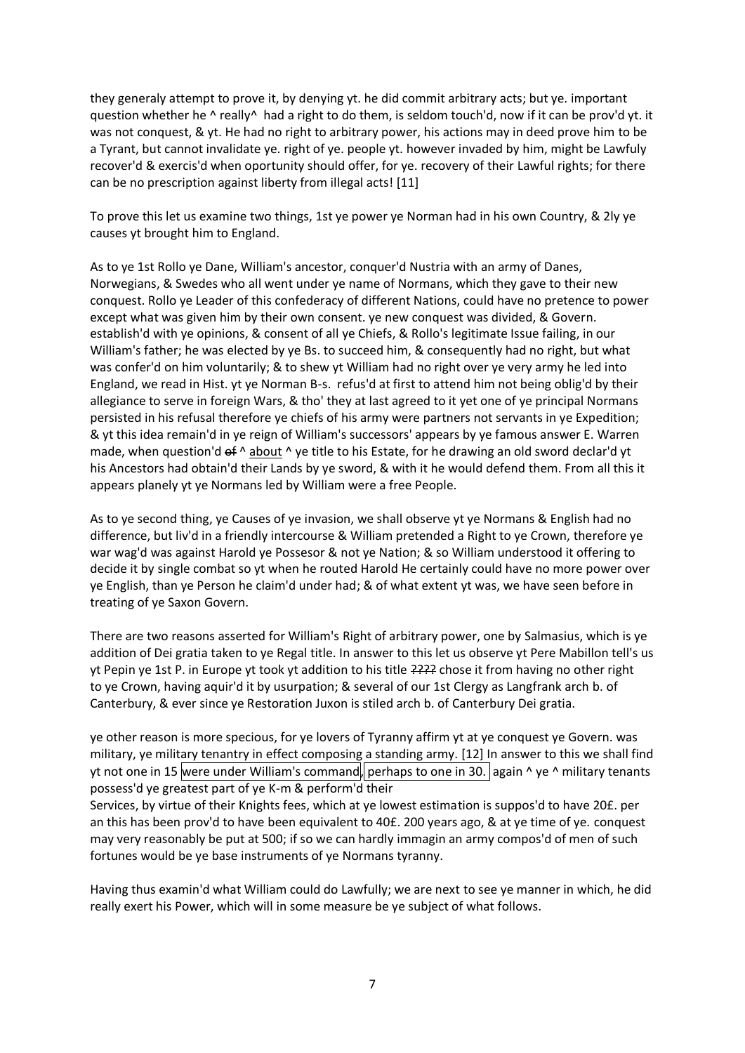they generaly attempt to prove it, by denying yt. he did commit arbitrary acts; but ye. important question whether he ^ really^ had a right to do them, is seldom touch'd, now if it can be prov'd yt. it was not conquest, & yt. He had no right to arbitrary power, his actions may in deed prove him to be a Tyrant, but cannot invalidate ye. right of ye. people yt. however invaded by him, might be Lawfuly recover'd & exercis'd when oportunity should offer, for ye. recovery of their Lawful rights; for there can be no prescription against liberty from illegal acts! [11]

To prove this let us examine two things, 1st ye power ye Norman had in his own Country, & 2ly ye causes yt brought him to England.

As to ye 1st Rollo ye Dane, William's ancestor, conquer'd Nustria with an army of Danes, Norwegians, & Swedes who all went under ye name of Normans, which they gave to their new conquest. Rollo ye Leader of this confederacy of different Nations, could have no pretence to power except what was given him by their own consent. ye new conquest was divided, & Govern. establish'd with ye opinions, & consent of all ye Chiefs, & Rollo's legitimate Issue failing, in our William's father; he was elected by ye Bs. to succeed him, & consequently had no right, but what was confer'd on him voluntarily; & to shew yt William had no right over ye very army he led into England, we read in Hist. yt ye Norman B-s. refus'd at first to attend him not being oblig'd by their allegiance to serve in foreign Wars, & tho' they at last agreed to it yet one of ye principal Normans persisted in his refusal therefore ye chiefs of his army were partners not servants in ye Expedition; & yt this idea remain'd in ye reign of William's successors' appears by ye famous answer E. Warren made, when question'd ~~of~~ ^ about ^ ye title to his Estate, for he drawing an old sword declar'd yt his Ancestors had obtain'd their Lands by ye sword, & with it he would defend them. From all this it appears planely yt ye Normans led by William were a free People.

As to ye second thing, ye Causes of ye invasion, we shall observe yt ye Normans & English had no difference, but liv'd in a friendly intercourse & William pretended a Right to ye Crown, therefore ye war wag'd was against Harold ye Possesor & not ye Nation; & so William understood it offering to decide it by single combat so yt when he routed Harold He certainly could have no more power over ye English, than ye Person he claim'd under had; & of what extent yt was, we have seen before in treating of ye Saxon Govern.

There are two reasons asserted for William's Right of arbitrary power, one by Salmasius, which is ye addition of Dei gratia taken to ye Regal title. In answer to this let us observe yt Pere Mabillon tell's us yt Pepin ye 1st P. in Europe yt took yt addition to his title ~~????~~ chose it from having no other right to ye Crown, having aquir'd it by usurpation; & several of our 1st Clergy as Langfrank arch b. of Canterbury, & ever since ye Restoration Juxon is stiled arch b. of Canterbury Dei gratia.

ye other reason is more specious, for ye lovers of Tyranny affirm yt at ye conquest ye Govern. was military, ye military tenantry in effect composing a standing army. [12] In answer to this we shall find yt not one in 15 were under William's command, perhaps to one in 30. again ^ ye ^ military tenants possess'd ye greatest part of ye K-m & perform'd their Services, by virtue of their Knights fees, which at ye lowest estimation is suppos'd to have 20£. per an this has been prov'd to have been equivalent to 40£. 200 years ago, & at ye time of ye. conquest may very reasonably be put at 500; if so we can hardly immagin an army compos'd of men of such fortunes would be ye base instruments of ye Normans tyranny.

Having thus examin'd what William could do Lawfully; we are next to see ye manner in which, he did really exert his Power, which will in some measure be ye subject of what follows.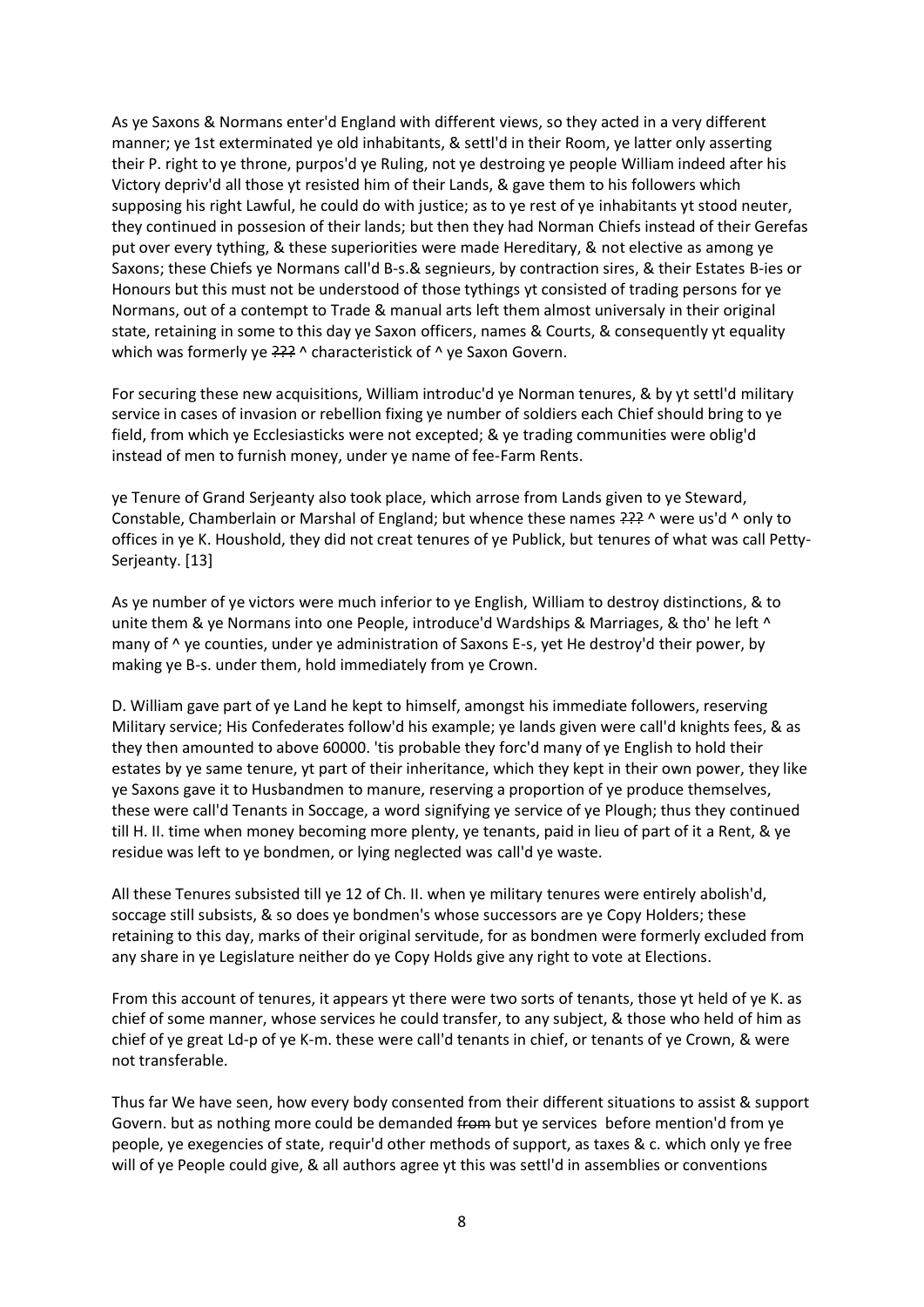As ye Saxons & Normans enter'd England with different views, so they acted in a very different manner; ye 1st exterminated ye old inhabitants, & settl'd in their Room, ye latter only asserting their P. right to ye throne, purpos'd ye Ruling, not ye destroing ye people William indeed after his Victory depriv'd all those yt resisted him of their Lands, & gave them to his followers which supposing his right Lawful, he could do with justice; as to ye rest of ye inhabitants yt stood neuter, they continued in possesion of their lands; but then they had Norman Chiefs instead of their Gerefas put over every tything, & these superiorities were made Hereditary, & not elective as among ye Saxons; these Chiefs ye Normans call'd B-s.& segnieurs, by contraction sires, & their Estates B-ies or Honours but this must not be understood of those tythings yt consisted of trading persons for ye Normans, out of a contempt to Trade & manual arts left them almost universaly in their original state, retaining in some to this day ye Saxon officers, names & Courts, & consequently yt equality which was formerly ye ~~???~~ ^ characteristick of ^ ye Saxon Govern.

For securing these new acquisitions, William introduc'd ye Norman tenures, & by yt settl'd military service in cases of invasion or rebellion fixing ye number of soldiers each Chief should bring to ye field, from which ye Ecclesiasticks were not excepted; & ye trading communities were oblig'd instead of men to furnish money, under ye name of fee-Farm Rents.

ye Tenure of Grand Serjeanty also took place, which arrose from Lands given to ye Steward, Constable, Chamberlain or Marshal of England; but whence these names ~~???~~ ^ were us'd ^ only to offices in ye K. Houshold, they did not creat tenures of ye Publick, but tenures of what was call Petty-Serjeanty. [13]

As ye number of ye victors were much inferior to ye English, William to destroy distinctions, & to unite them & ye Normans into one People, introduce'd Wardships & Marriages, & tho' he left ^ many of ^ ye counties, under ye administration of Saxons E-s, yet He destroy'd their power, by making ye B-s. under them, hold immediately from ye Crown.

D. William gave part of ye Land he kept to himself, amongst his immediate followers, reserving Military service; His Confederates follow'd his example; ye lands given were call'd knights fees, & as they then amounted to above 60000. 'tis probable they forc'd many of ye English to hold their estates by ye same tenure, yt part of their inheritance, which they kept in their own power, they like ye Saxons gave it to Husbandmen to manure, reserving a proportion of ye produce themselves, these were call'd Tenants in Soccage, a word signifying ye service of ye Plough; thus they continued till H. II. time when money becoming more plenty, ye tenants, paid in lieu of part of it a Rent, & ye residue was left to ye bondmen, or lying neglected was call'd ye waste.

All these Tenures subsisted till ye 12 of Ch. II. when ye military tenures were entirely abolish'd, soccage still subsists, & so does ye bondmen's whose successors are ye Copy Holders; these retaining to this day, marks of their original servitude, for as bondmen were formerly excluded from any share in ye Legislature neither do ye Copy Holds give any right to vote at Elections.

From this account of tenures, it appears yt there were two sorts of tenants, those yt held of ye K. as chief of some manner, whose services he could transfer, to any subject, & those who held of him as chief of ye great Ld-p of ye K-m. these were call'd tenants in chief, or tenants of ye Crown, & were not transferable.

Thus far We have seen, how every body consented from their different situations to assist & support Govern. but as nothing more could be demanded ~~from~~ but ye services before mention'd from ye people, ye exegencies of state, requir'd other methods of support, as taxes & c. which only ye free will of ye People could give, & all authors agree yt this was settl'd in assemblies or conventions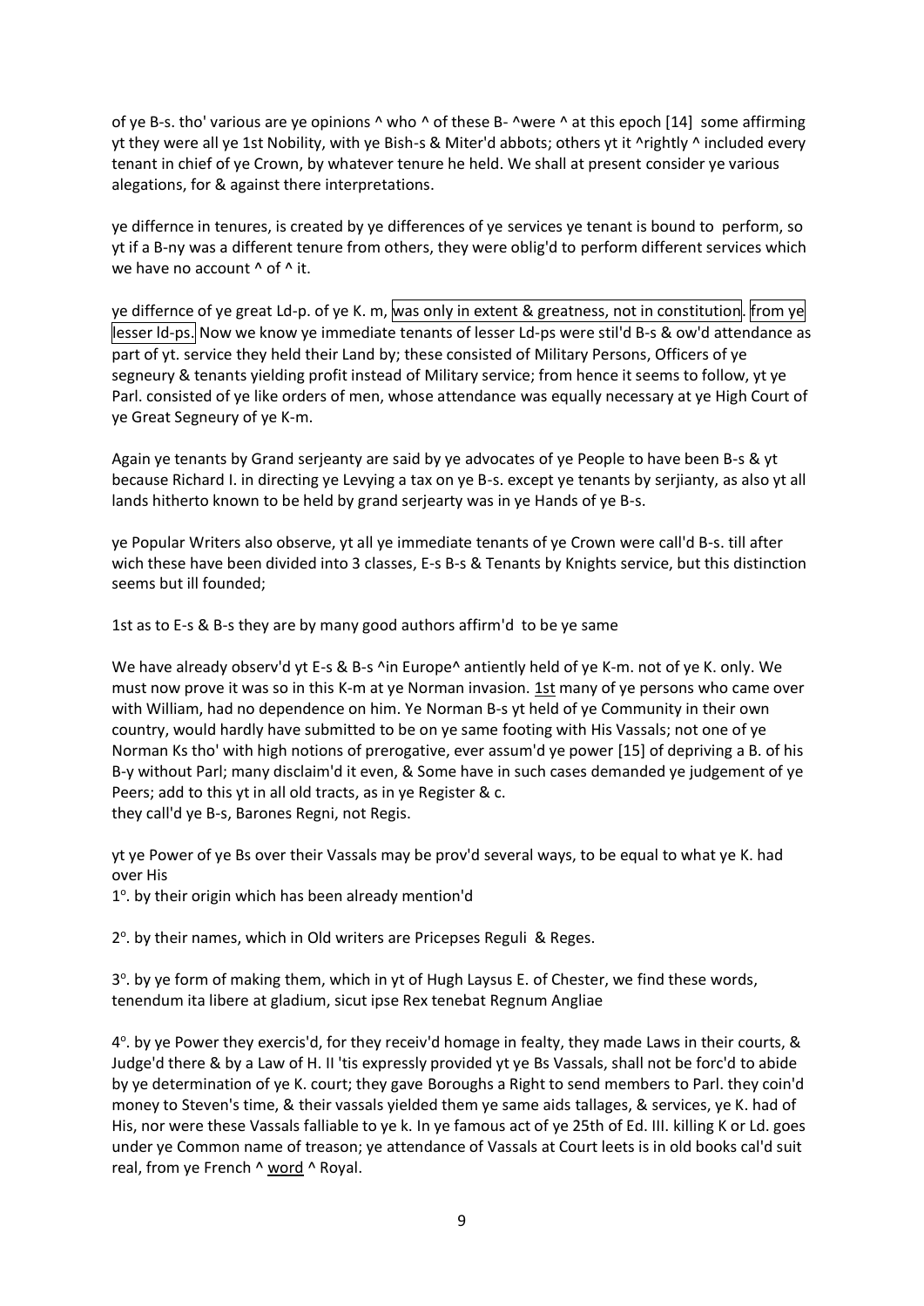of ye B-s. tho' various are ye opinions ^ who ^ of these B- ^were ^ at this epoch [14] some affirming yt they were all ye 1st Nobility, with ye Bish-s & Miter'd abbots; others yt it ^rightly ^ included every tenant in chief of ye Crown, by whatever tenure he held. We shall at present consider ye various alegations, for & against there interpretations.

ye differnce in tenures, is created by ye differences of ye services ye tenant is bound to perform, so yt if a B-ny was a different tenure from others, they were oblig'd to perform different services which we have no account ^ of ^ it.

ye differnce of ye great Ld-p. of ye K. m, was only in extent & greatness, not in constitution. from ye lesser ld-ps. Now we know ye immediate tenants of lesser Ld-ps were stil'd B-s & ow'd attendance as part of yt. service they held their Land by; these consisted of Military Persons, Officers of ye segneury & tenants yielding profit instead of Military service; from hence it seems to follow, yt ye Parl. consisted of ye like orders of men, whose attendance was equally necessary at ye High Court of ye Great Segneury of ye K-m.

Again ye tenants by Grand serjeanty are said by ye advocates of ye People to have been B-s & yt because Richard I. in directing ye Levying a tax on ye B-s. except ye tenants by serjianty, as also yt all lands hitherto known to be held by grand serjearty was in ye Hands of ye B-s.

ye Popular Writers also observe, yt all ye immediate tenants of ye Crown were call'd B-s. till after wich these have been divided into 3 classes, E-s B-s & Tenants by Knights service, but this distinction seems but ill founded;

1st as to E-s & B-s they are by many good authors affirm'd to be ye same

We have already observ'd yt E-s & B-s ^in Europe^ antiently held of ye K-m. not of ye K. only. We must now prove it was so in this K-m at ye Norman invasion. 1st many of ye persons who came over with William, had no dependence on him. Ye Norman B-s yt held of ye Community in their own country, would hardly have submitted to be on ye same footing with His Vassals; not one of ye Norman Ks tho' with high notions of prerogative, ever assum'd ye power [15] of depriving a B. of his B-y without Parl; many disclaim'd it even, & Some have in such cases demanded ye judgement of ye Peers; add to this yt in all old tracts, as in ye Register & c.
they call'd ye B-s, Barones Regni, not Regis.

yt ye Power of ye Bs over their Vassals may be prov'd several ways, to be equal to what ye K. had over His

1°. by their origin which has been already mention'd

2°. by their names, which in Old writers are Pricepses Reguli & Reges.

3°. by ye form of making them, which in yt of Hugh Laysus E. of Chester, we find these words, tenendum ita libere at gladium, sicut ipse Rex tenebat Regnum Angliae

4°. by ye Power they exercis'd, for they receiv'd homage in fealty, they made Laws in their courts, & Judge'd there & by a Law of H. II 'tis expressly provided yt ye Bs Vassals, shall not be forc'd to abide by ye determination of ye K. court; they gave Boroughs a Right to send members to Parl. they coin'd money to Steven's time, & their vassals yielded them ye same aids tallages, & services, ye K. had of His, nor were these Vassals falliable to ye k. In ye famous act of ye 25th of Ed. III. killing K or Ld. goes under ye Common name of treason; ye attendance of Vassals at Court leets is in old books cal'd suit real, from ye French ^ word ^ Royal.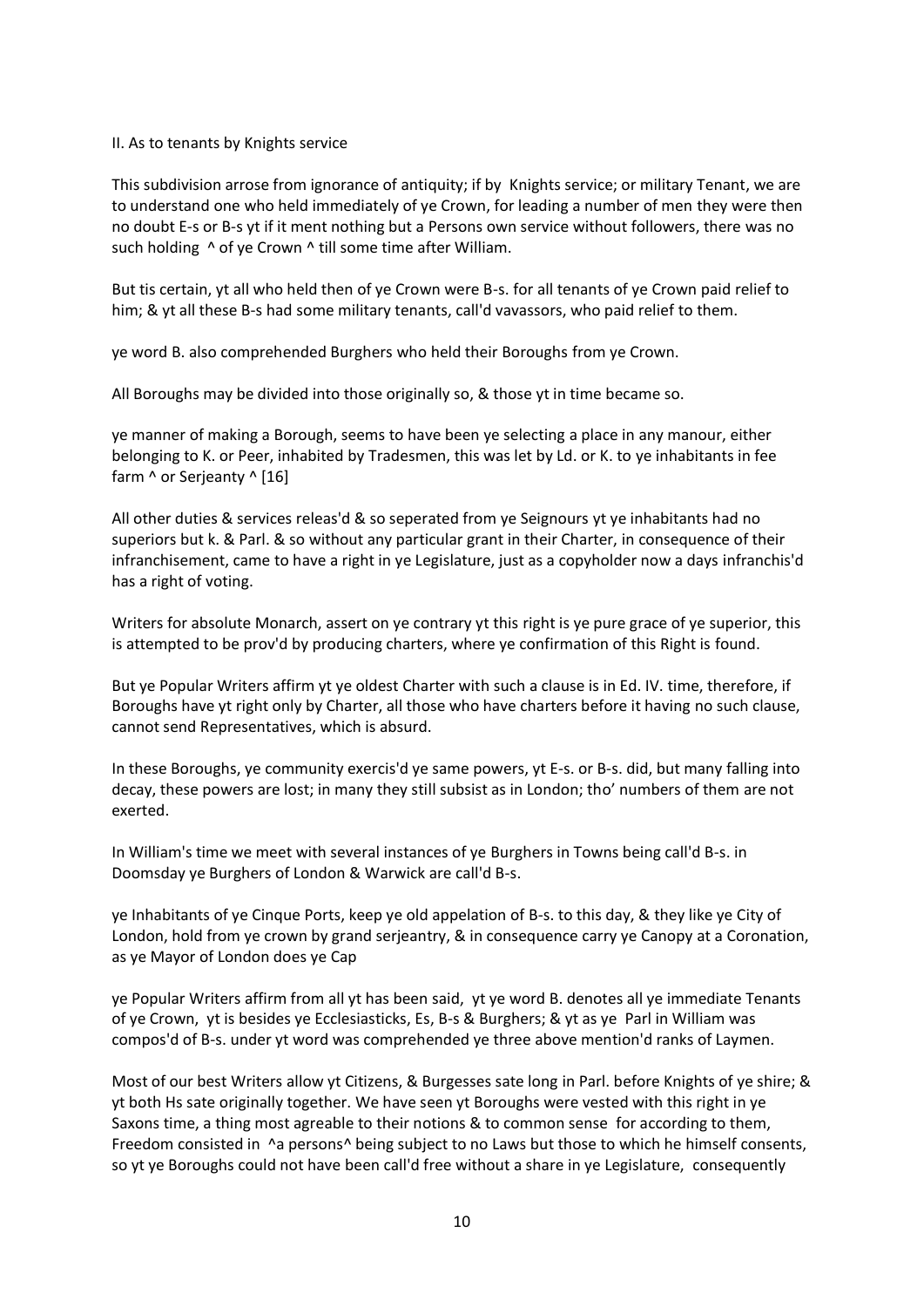II. As to tenants by Knights service

This subdivision arrose from ignorance of antiquity; if by Knights service; or military Tenant, we are to understand one who held immediately of ye Crown, for leading a number of men they were then no doubt E-s or B-s yt if it ment nothing but a Persons own service without followers, there was no such holding ^ of ye Crown ^ till some time after William.

But tis certain, yt all who held then of ye Crown were B-s. for all tenants of ye Crown paid relief to him; & yt all these B-s had some military tenants, call'd vavassors, who paid relief to them.

ye word B. also comprehended Burghers who held their Boroughs from ye Crown.

All Boroughs may be divided into those originally so, & those yt in time became so.

ye manner of making a Borough, seems to have been ye selecting a place in any manour, either belonging to K. or Peer, inhabited by Tradesmen, this was let by Ld. or K. to ye inhabitants in fee farm ^ or Serjeanty ^ [16]

All other duties & services releas'd & so seperated from ye Seignours yt ye inhabitants had no superiors but k. & Parl. & so without any particular grant in their Charter, in consequence of their infranchisement, came to have a right in ye Legislature, just as a copyholder now a days infranchis'd has a right of voting.

Writers for absolute Monarch, assert on ye contrary yt this right is ye pure grace of ye superior, this is attempted to be prov'd by producing charters, where ye confirmation of this Right is found.

But ye Popular Writers affirm yt ye oldest Charter with such a clause is in Ed. IV. time, therefore, if Boroughs have yt right only by Charter, all those who have charters before it having no such clause, cannot send Representatives, which is absurd.

In these Boroughs, ye community exercis'd ye same powers, yt E-s. or B-s. did, but many falling into decay, these powers are lost; in many they still subsist as in London; tho' numbers of them are not exerted.

In William's time we meet with several instances of ye Burghers in Towns being call'd B-s. in Doomsday ye Burghers of London & Warwick are call'd B-s.

ye Inhabitants of ye Cinque Ports, keep ye old appelation of B-s. to this day, & they like ye City of London, hold from ye crown by grand serjeantry, & in consequence carry ye Canopy at a Coronation, as ye Mayor of London does ye Cap

ye Popular Writers affirm from all yt has been said, yt ye word B. denotes all ye immediate Tenants of ye Crown, yt is besides ye Ecclesiasticks, Es, B-s & Burghers; & yt as ye Parl in William was compos'd of B-s. under yt word was comprehended ye three above mention'd ranks of Laymen.

Most of our best Writers allow yt Citizens, & Burgesses sate long in Parl. before Knights of ye shire; & yt both Hs sate originally together. We have seen yt Boroughs were vested with this right in ye Saxons time, a thing most agreable to their notions & to common sense for according to them, Freedom consisted in ^a persons^ being subject to no Laws but those to which he himself consents, so yt ye Boroughs could not have been call'd free without a share in ye Legislature, consequently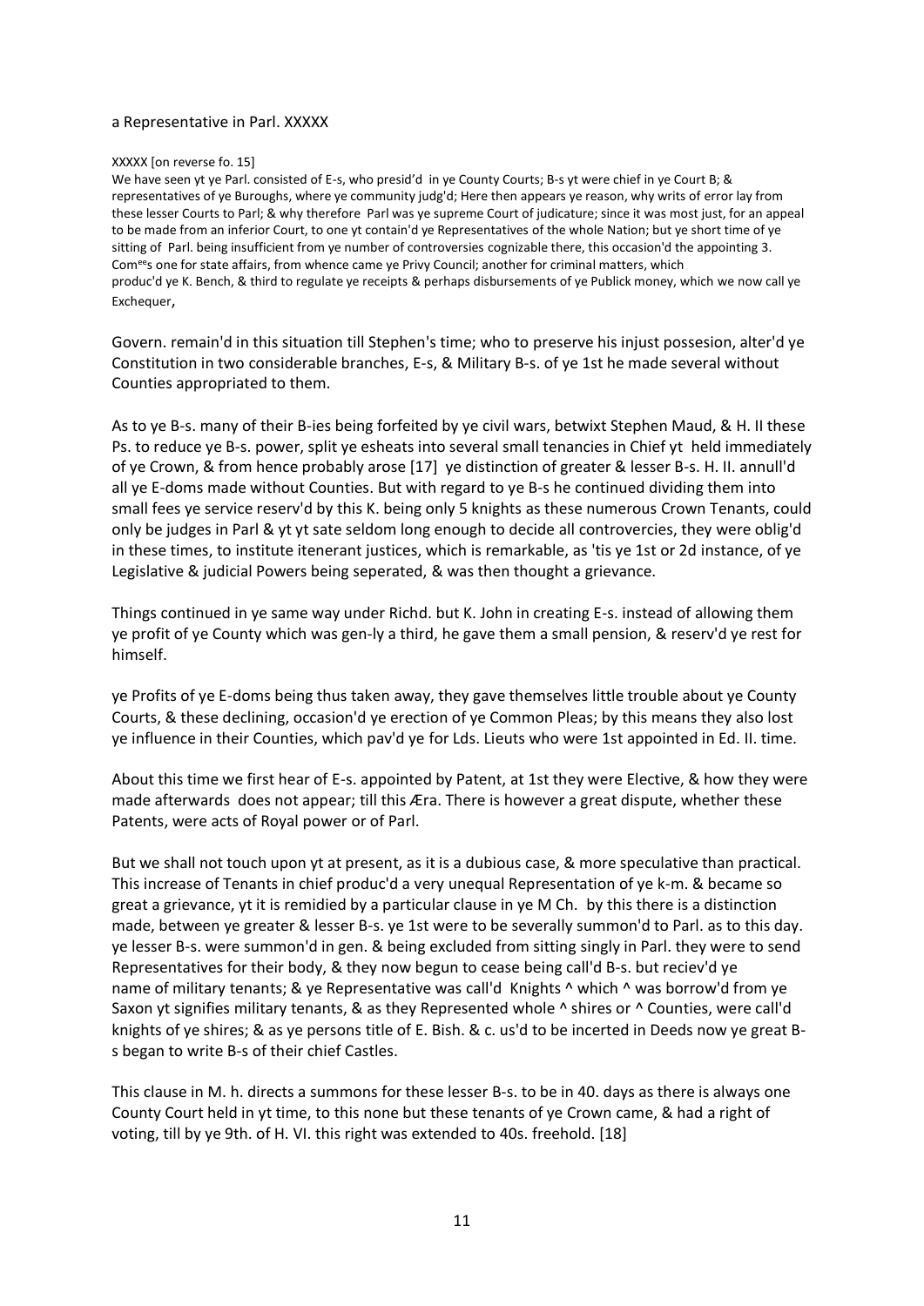a Representative in Parl. XXXXX

XXXXX [on reverse fo. 15]

We have seen yt ye Parl. consisted of E-s, who presid'd in ye County Courts; B-s yt were chief in ye Court B; & representatives of ye Buroughs, where ye community judg'd; Here then appears ye reason, why writs of error lay from these lesser Courts to Parl; & why therefore Parl was ye supreme Court of judicature; since it was most just, for an appeal to be made from an inferior Court, to one yt contain'd ye Representatives of the whole Nation; but ye short time of ye sitting of Parl. being insufficient from ye number of controversies cognizable there, this occasion'd the appointing 3. Com^ees^ one for state affairs, from whence came ye Privy Council; another for criminal matters, which produc'd ye K. Bench, & third to regulate ye receipts & perhaps disbursements of ye Publick money, which we now call ye Exchequer,

Govern. remain'd in this situation till Stephen's time; who to preserve his injust possesion, alter'd ye Constitution in two considerable branches, E-s, & Military B-s. of ye 1st he made several without Counties appropriated to them.

As to ye B-s. many of their B-ies being forfeited by ye civil wars, betwixt Stephen Maud, & H. II these Ps. to reduce ye B-s. power, split ye esheats into several small tenancies in Chief yt held immediately of ye Crown, & from hence probably arose [17] ye distinction of greater & lesser B-s. H. II. annull'd all ye E-doms made without Counties. But with regard to ye B-s he continued dividing them into small fees ye service reserv'd by this K. being only 5 knights as these numerous Crown Tenants, could only be judges in Parl & yt yt sate seldom long enough to decide all controvercies, they were oblig'd in these times, to institute itenerant justices, which is remarkable, as 'tis ye 1st or 2d instance, of ye Legislative & judicial Powers being seperated, & was then thought a grievance.

Things continued in ye same way under Richd. but K. John in creating E-s. instead of allowing them ye profit of ye County which was gen-ly a third, he gave them a small pension, & reserv'd ye rest for himself.

ye Profits of ye E-doms being thus taken away, they gave themselves little trouble about ye County Courts, & these declining, occasion'd ye erection of ye Common Pleas; by this means they also lost ye influence in their Counties, which pav'd ye for Lds. Lieuts who were 1st appointed in Ed. II. time.

About this time we first hear of E-s. appointed by Patent, at 1st they were Elective, & how they were made afterwards does not appear; till this Æra. There is however a great dispute, whether these Patents, were acts of Royal power or of Parl.

But we shall not touch upon yt at present, as it is a dubious case, & more speculative than practical. This increase of Tenants in chief produc'd a very unequal Representation of ye k-m. & became so great a grievance, yt it is remidied by a particular clause in ye M Ch. by this there is a distinction made, between ye greater & lesser B-s. ye 1st were to be severally summon'd to Parl. as to this day. ye lesser B-s. were summon'd in gen. & being excluded from sitting singly in Parl. they were to send Representatives for their body, & they now begun to cease being call'd B-s. but reciev'd ye name of military tenants; & ye Representative was call'd Knights ^ which ^ was borrow'd from ye Saxon yt signifies military tenants, & as they Represented whole ^ shires or ^ Counties, were call'd knights of ye shires; & as ye persons title of E. Bish. & c. us'd to be incerted in Deeds now ye great B-s began to write B-s of their chief Castles.

This clause in M. h. directs a summons for these lesser B-s. to be in 40. days as there is always one County Court held in yt time, to this none but these tenants of ye Crown came, & had a right of voting, till by ye 9th. of H. VI. this right was extended to 40s. freehold. [18]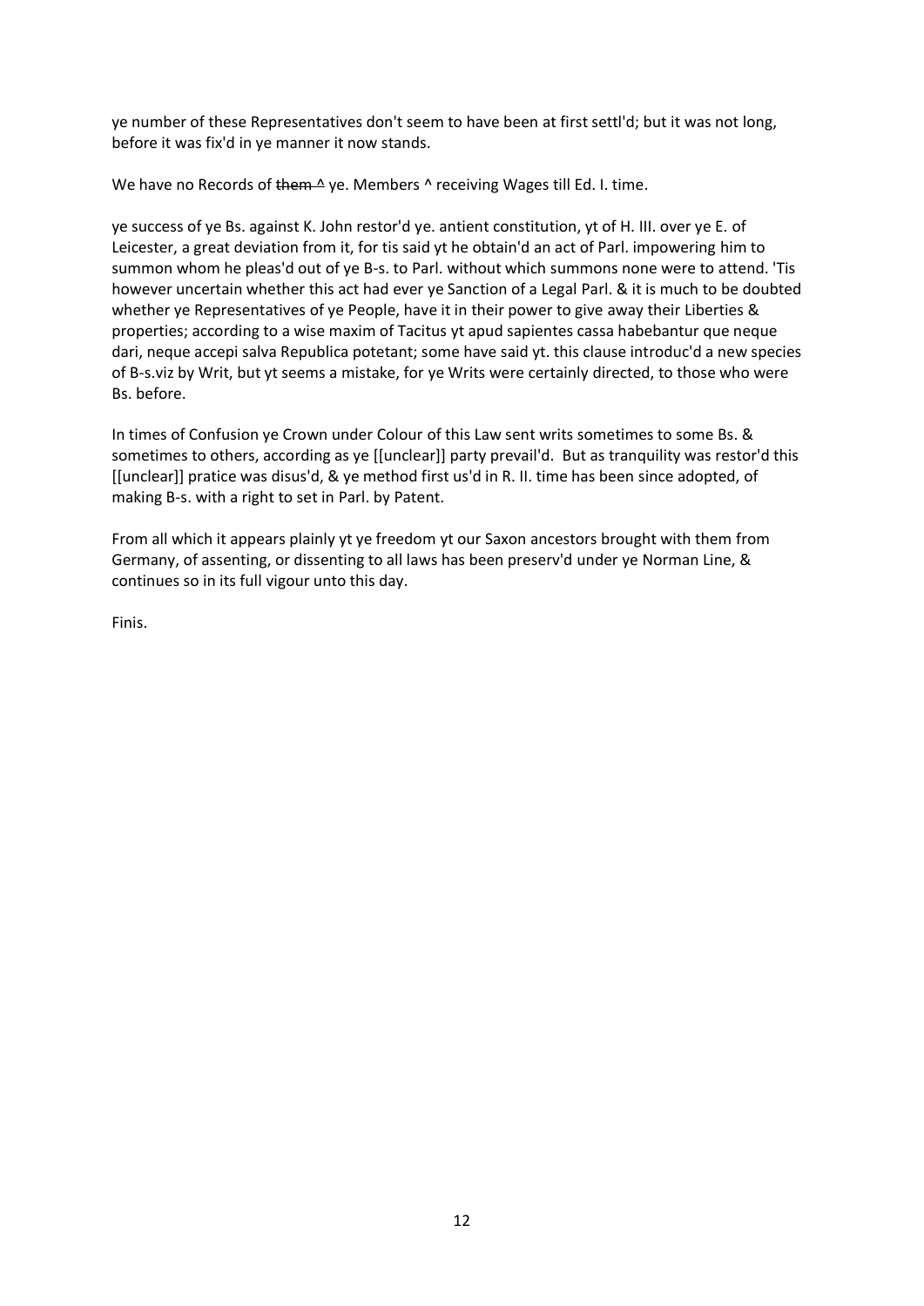ye number of these Representatives don't seem to have been at first settl'd; but it was not long, before it was fix'd in ye manner it now stands.

We have no Records of ~~them~~ ^ ye. Members ^ receiving Wages till Ed. I. time.

ye success of ye Bs. against K. John restor'd ye. antient constitution, yt of H. III. over ye E. of Leicester, a great deviation from it, for tis said yt he obtain'd an act of Parl. impowering him to summon whom he pleas'd out of ye B-s. to Parl. without which summons none were to attend. 'Tis however uncertain whether this act had ever ye Sanction of a Legal Parl. & it is much to be doubted whether ye Representatives of ye People, have it in their power to give away their Liberties & properties; according to a wise maxim of Tacitus yt apud sapientes cassa habebantur que neque dari, neque accepi salva Republica potetant; some have said yt. this clause introduc'd a new species of B-s.viz by Writ, but yt seems a mistake, for ye Writs were certainly directed, to those who were Bs. before.

In times of Confusion ye Crown under Colour of this Law sent writs sometimes to some Bs. & sometimes to others, according as ye [[unclear]] party prevail'd. But as tranquility was restor'd this [[unclear]] pratice was disus'd, & ye method first us'd in R. II. time has been since adopted, of making B-s. with a right to set in Parl. by Patent.

From all which it appears plainly yt ye freedom yt our Saxon ancestors brought with them from Germany, of assenting, or dissenting to all laws has been preserv'd under ye Norman Line, & continues so in its full vigour unto this day.

Finis.